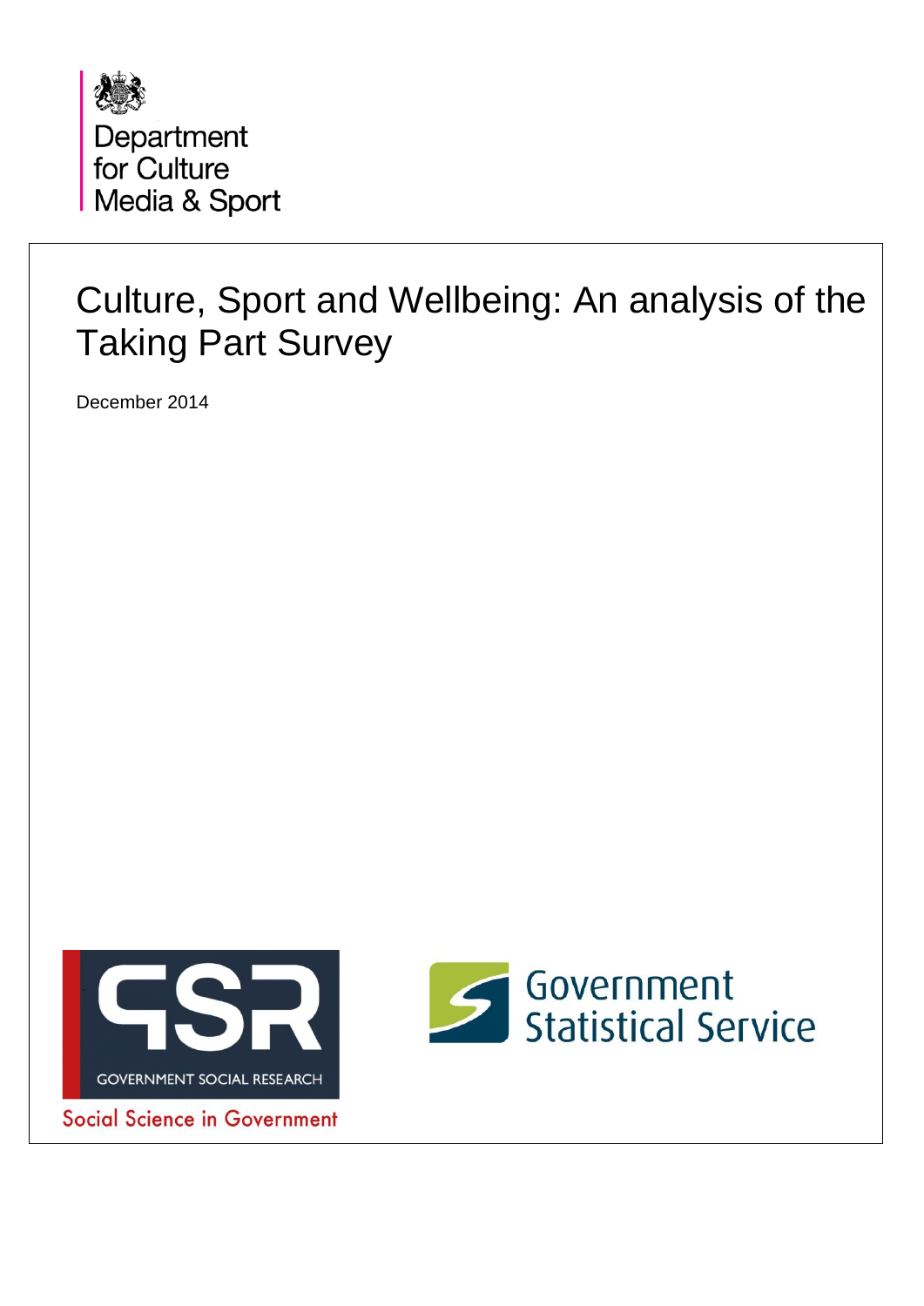Department for Culture Media & Sport

# Culture, Sport and Wellbeing: An analysis of the Taking Part Survey

December 2014

GOVERNMENT SOCIAL RESEARCH

Social Science in Government

Government Statistical Service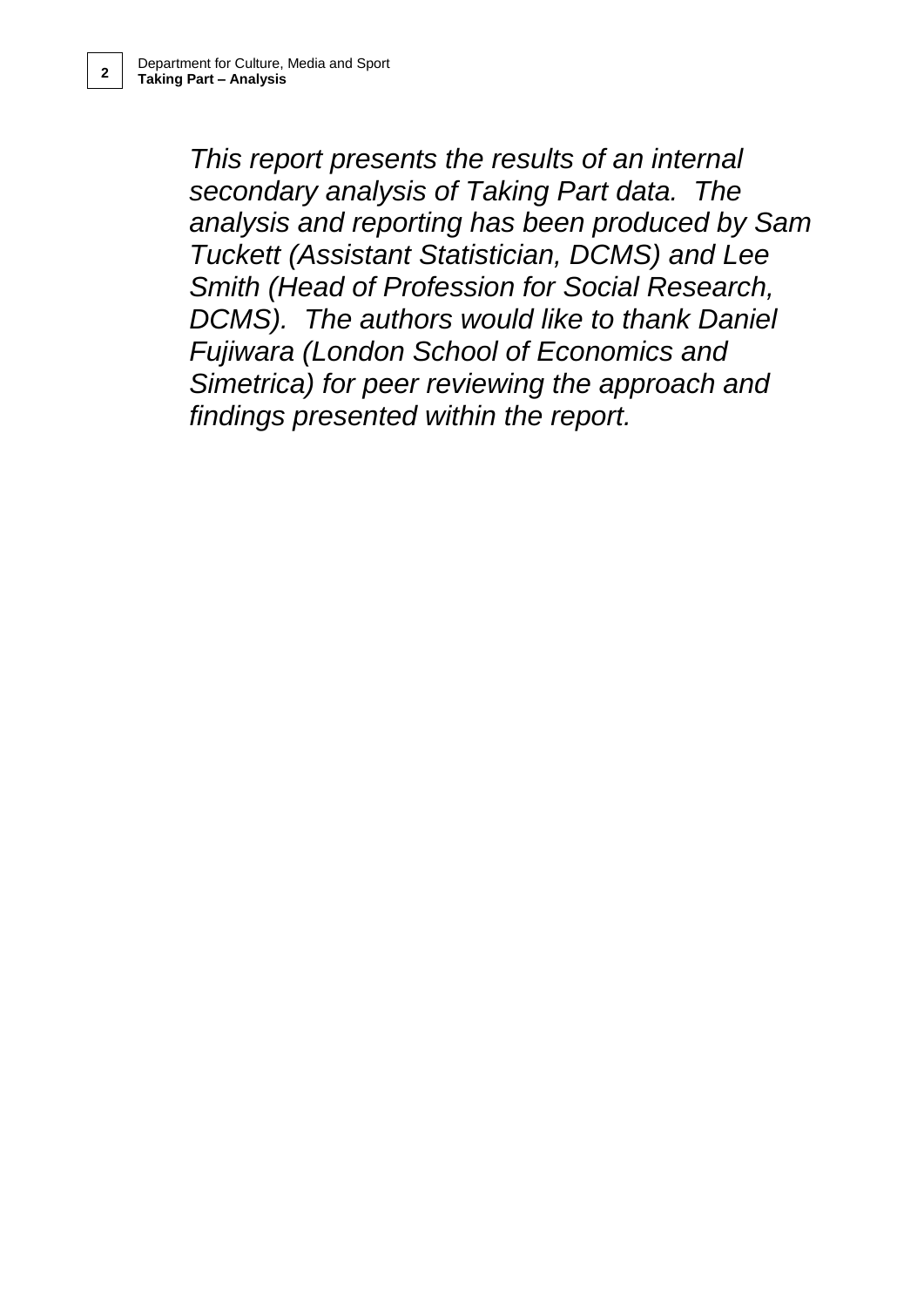*This report presents the results of an internal secondary analysis of Taking Part data. The analysis and reporting has been produced by Sam Tuckett (Assistant Statistician, DCMS) and Lee Smith (Head of Profession for Social Research, DCMS). The authors would like to thank Daniel Fujiwara (London School of Economics and Simetrica) for peer reviewing the approach and findings presented within the report.*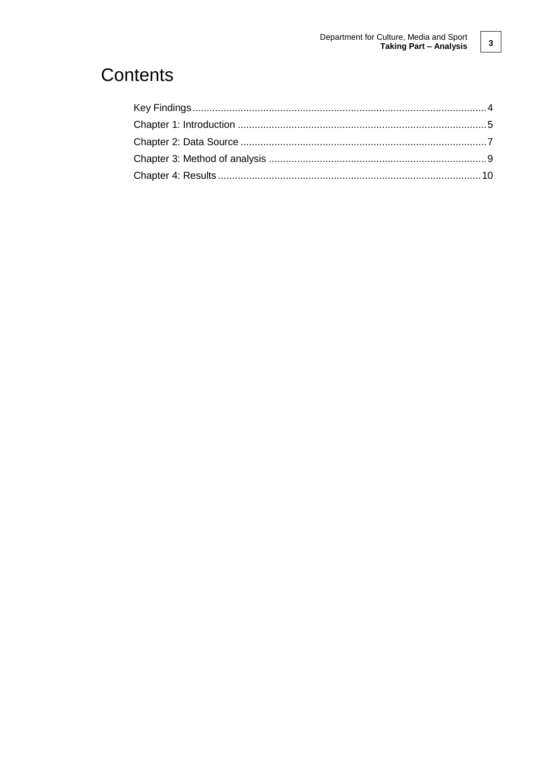# Contents

Key Findings........................................................................................................4
Chapter 1: Introduction ........................................................................................5
Chapter 2: Data Source .......................................................................................7
Chapter 3: Method of analysis .............................................................................9
Chapter 4: Results .............................................................................................10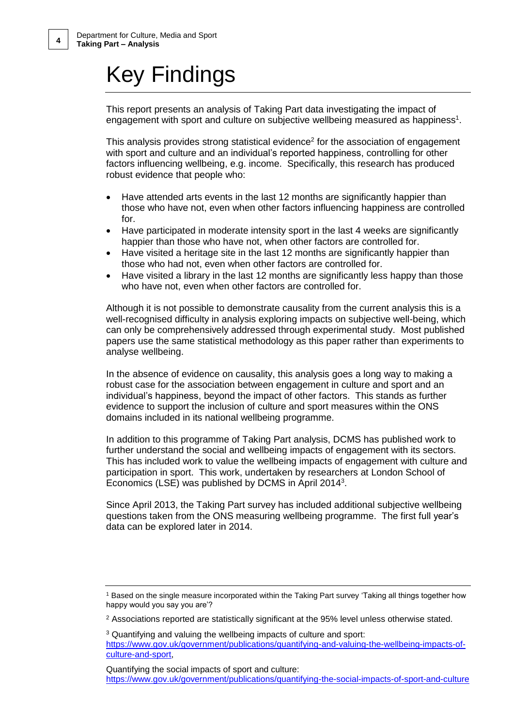# Key Findings

This report presents an analysis of Taking Part data investigating the impact of engagement with sport and culture on subjective wellbeing measured as happiness[1].

This analysis provides strong statistical evidence[2] for the association of engagement with sport and culture and an individual's reported happiness, controlling for other factors influencing wellbeing, e.g. income. Specifically, this research has produced robust evidence that people who:

- Have attended arts events in the last 12 months are significantly happier than those who have not, even when other factors influencing happiness are controlled for.
- Have participated in moderate intensity sport in the last 4 weeks are significantly happier than those who have not, when other factors are controlled for.
- Have visited a heritage site in the last 12 months are significantly happier than those who had not, even when other factors are controlled for.
- Have visited a library in the last 12 months are significantly less happy than those who have not, even when other factors are controlled for.

Although it is not possible to demonstrate causality from the current analysis this is a well-recognised difficulty in analysis exploring impacts on subjective well-being, which can only be comprehensively addressed through experimental study. Most published papers use the same statistical methodology as this paper rather than experiments to analyse wellbeing.

In the absence of evidence on causality, this analysis goes a long way to making a robust case for the association between engagement in culture and sport and an individual's happiness, beyond the impact of other factors. This stands as further evidence to support the inclusion of culture and sport measures within the ONS domains included in its national wellbeing programme.

In addition to this programme of Taking Part analysis, DCMS has published work to further understand the social and wellbeing impacts of engagement with its sectors. This has included work to value the wellbeing impacts of engagement with culture and participation in sport. This work, undertaken by researchers at London School of Economics (LSE) was published by DCMS in April 2014[3].

Since April 2013, the Taking Part survey has included additional subjective wellbeing questions taken from the ONS measuring wellbeing programme. The first full year's data can be explored later in 2014.

---

[1] Based on the single measure incorporated within the Taking Part survey 'Taking all things together how happy would you say you are'?

[2] Associations reported are statistically significant at the 95% level unless otherwise stated.

[3] Quantifying and valuing the wellbeing impacts of culture and sport: https://www.gov.uk/government/publications/quantifying-and-valuing-the-wellbeing-impacts-of-culture-and-sport,

Quantifying the social impacts of sport and culture: https://www.gov.uk/government/publications/quantifying-the-social-impacts-of-sport-and-culture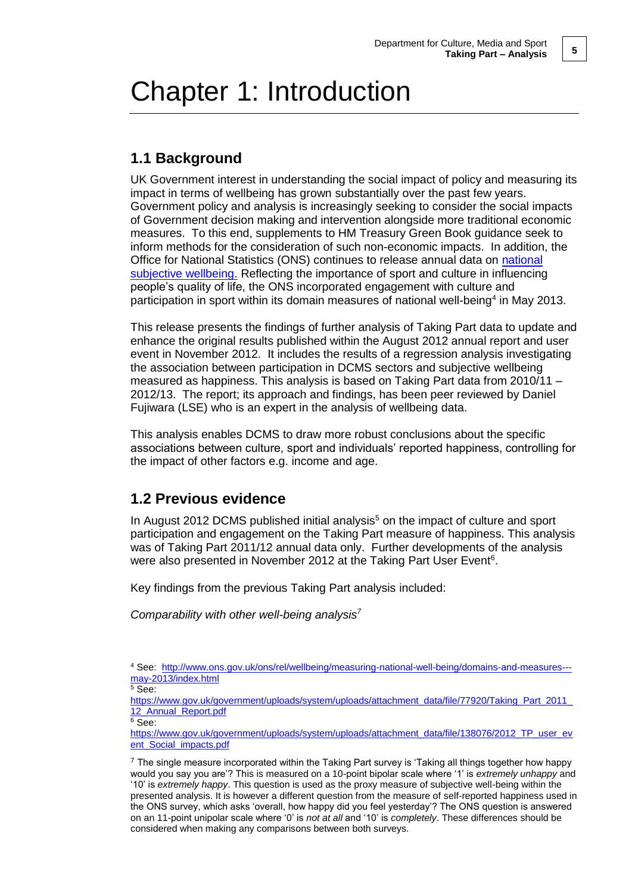# Chapter 1: Introduction

## 1.1 Background

UK Government interest in understanding the social impact of policy and measuring its impact in terms of wellbeing has grown substantially over the past few years. Government policy and analysis is increasingly seeking to consider the social impacts of Government decision making and intervention alongside more traditional economic measures. To this end, supplements to HM Treasury Green Book guidance seek to inform methods for the consideration of such non-economic impacts. In addition, the Office for National Statistics (ONS) continues to release annual data on national subjective wellbeing. Reflecting the importance of sport and culture in influencing people's quality of life, the ONS incorporated engagement with culture and participation in sport within its domain measures of national well-being[4] in May 2013.

This release presents the findings of further analysis of Taking Part data to update and enhance the original results published within the August 2012 annual report and user event in November 2012. It includes the results of a regression analysis investigating the association between participation in DCMS sectors and subjective wellbeing measured as happiness. This analysis is based on Taking Part data from 2010/11 – 2012/13. The report; its approach and findings, has been peer reviewed by Daniel Fujiwara (LSE) who is an expert in the analysis of wellbeing data.

This analysis enables DCMS to draw more robust conclusions about the specific associations between culture, sport and individuals' reported happiness, controlling for the impact of other factors e.g. income and age.

## 1.2 Previous evidence

In August 2012 DCMS published initial analysis[5] on the impact of culture and sport participation and engagement on the Taking Part measure of happiness. This analysis was of Taking Part 2011/12 annual data only. Further developments of the analysis were also presented in November 2012 at the Taking Part User Event[6].

Key findings from the previous Taking Part analysis included:

*Comparability with other well-being analysis*[7]

---

[4] See: http://www.ons.gov.uk/ons/rel/wellbeing/measuring-national-well-being/domains-and-measures---may-2013/index.html

[5] See: https://www.gov.uk/government/uploads/system/uploads/attachment_data/file/77920/Taking_Part_2011_12_Annual_Report.pdf

[6] See: https://www.gov.uk/government/uploads/system/uploads/attachment_data/file/138076/2012_TP_user_event_Social_impacts.pdf

[7] The single measure incorporated within the Taking Part survey is 'Taking all things together how happy would you say you are'? This is measured on a 10-point bipolar scale where '1' is *extremely unhappy* and '10' is *extremely happy*. This question is used as the proxy measure of subjective well-being within the presented analysis. It is however a different question from the measure of self-reported happiness used in the ONS survey, which asks 'overall, how happy did you feel yesterday'? The ONS question is answered on an 11-point unipolar scale where '0' is *not at all* and '10' is *completely*. These differences should be considered when making any comparisons between both surveys.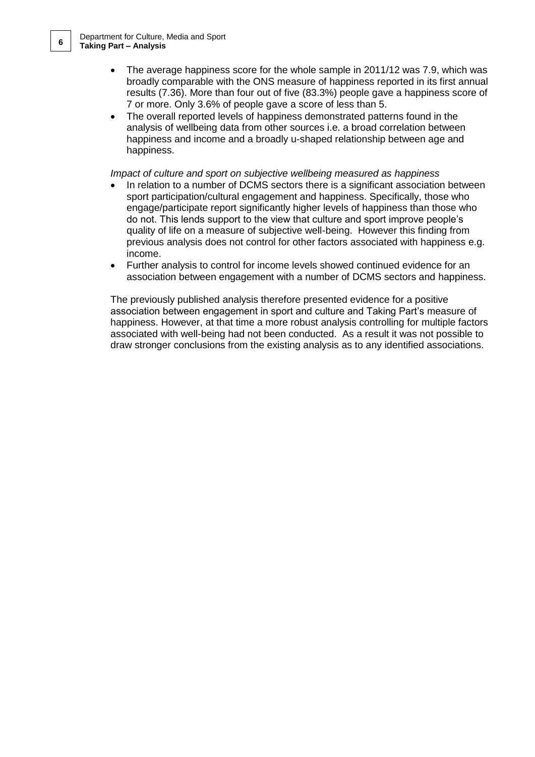- The average happiness score for the whole sample in 2011/12 was 7.9, which was broadly comparable with the ONS measure of happiness reported in its first annual results (7.36). More than four out of five (83.3%) people gave a happiness score of 7 or more. Only 3.6% of people gave a score of less than 5.
- The overall reported levels of happiness demonstrated patterns found in the analysis of wellbeing data from other sources i.e. a broad correlation between happiness and income and a broadly u-shaped relationship between age and happiness.

*Impact of culture and sport on subjective wellbeing measured as happiness*

- In relation to a number of DCMS sectors there is a significant association between sport participation/cultural engagement and happiness. Specifically, those who engage/participate report significantly higher levels of happiness than those who do not. This lends support to the view that culture and sport improve people's quality of life on a measure of subjective well-being. However this finding from previous analysis does not control for other factors associated with happiness e.g. income.
- Further analysis to control for income levels showed continued evidence for an association between engagement with a number of DCMS sectors and happiness.

The previously published analysis therefore presented evidence for a positive association between engagement in sport and culture and Taking Part's measure of happiness. However, at that time a more robust analysis controlling for multiple factors associated with well-being had not been conducted. As a result it was not possible to draw stronger conclusions from the existing analysis as to any identified associations.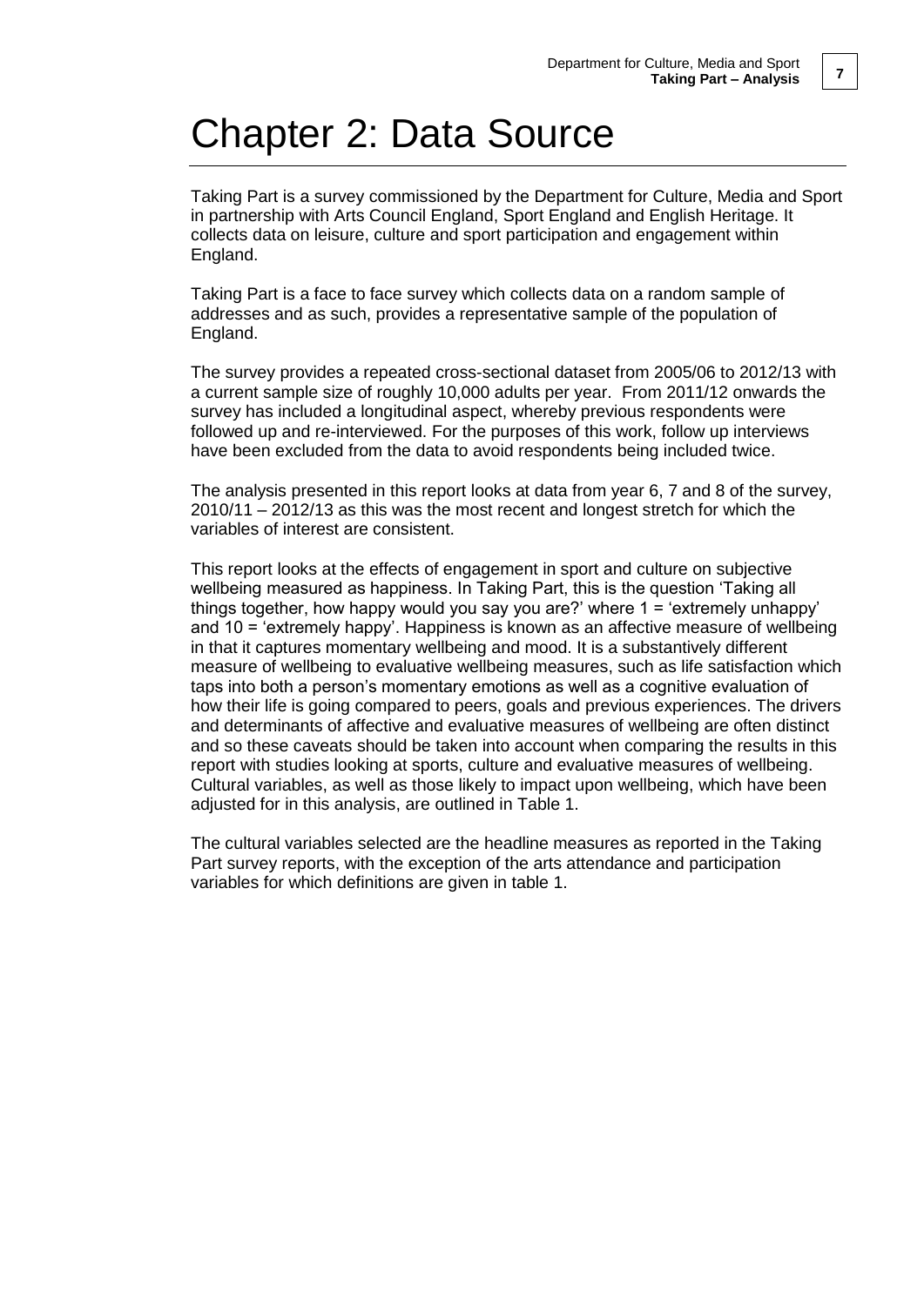# Chapter 2: Data Source

Taking Part is a survey commissioned by the Department for Culture, Media and Sport in partnership with Arts Council England, Sport England and English Heritage. It collects data on leisure, culture and sport participation and engagement within England.

Taking Part is a face to face survey which collects data on a random sample of addresses and as such, provides a representative sample of the population of England.

The survey provides a repeated cross-sectional dataset from 2005/06 to 2012/13 with a current sample size of roughly 10,000 adults per year. From 2011/12 onwards the survey has included a longitudinal aspect, whereby previous respondents were followed up and re-interviewed. For the purposes of this work, follow up interviews have been excluded from the data to avoid respondents being included twice.

The analysis presented in this report looks at data from year 6, 7 and 8 of the survey, 2010/11 – 2012/13 as this was the most recent and longest stretch for which the variables of interest are consistent.

This report looks at the effects of engagement in sport and culture on subjective wellbeing measured as happiness. In Taking Part, this is the question 'Taking all things together, how happy would you say you are?' where 1 = 'extremely unhappy' and 10 = 'extremely happy'. Happiness is known as an affective measure of wellbeing in that it captures momentary wellbeing and mood. It is a substantively different measure of wellbeing to evaluative wellbeing measures, such as life satisfaction which taps into both a person's momentary emotions as well as a cognitive evaluation of how their life is going compared to peers, goals and previous experiences. The drivers and determinants of affective and evaluative measures of wellbeing are often distinct and so these caveats should be taken into account when comparing the results in this report with studies looking at sports, culture and evaluative measures of wellbeing. Cultural variables, as well as those likely to impact upon wellbeing, which have been adjusted for in this analysis, are outlined in Table 1.

The cultural variables selected are the headline measures as reported in the Taking Part survey reports, with the exception of the arts attendance and participation variables for which definitions are given in table 1.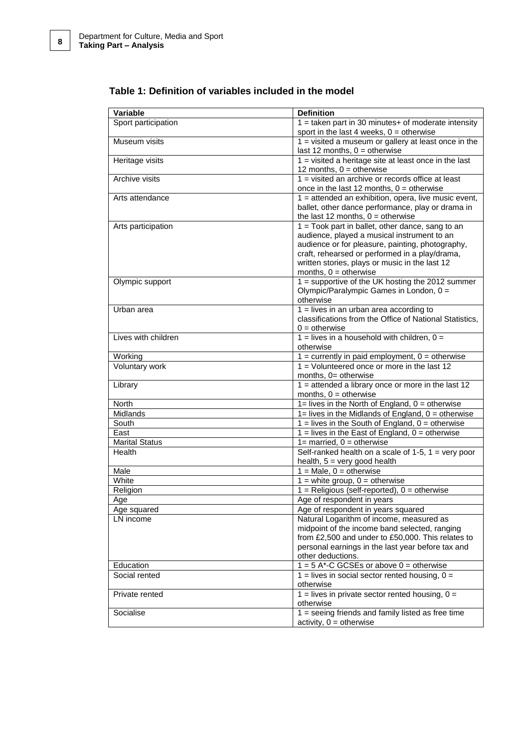## Table 1: Definition of variables included in the model

| Variable | Definition |
|---|---|
| Sport participation | 1 = taken part in 30 minutes+ of moderate intensity sport in the last 4 weeks, 0 = otherwise |
| Museum visits | 1 = visited a museum or gallery at least once in the last 12 months, 0 = otherwise |
| Heritage visits | 1 = visited a heritage site at least once in the last 12 months, 0 = otherwise |
| Archive visits | 1 = visited an archive or records office at least once in the last 12 months, 0 = otherwise |
| Arts attendance | 1 = attended an exhibition, opera, live music event, ballet, other dance performance, play or drama in the last 12 months, 0 = otherwise |
| Arts participation | 1 = Took part in ballet, other dance, sang to an audience, played a musical instrument to an audience or for pleasure, painting, photography, craft, rehearsed or performed in a play/drama, written stories, plays or music in the last 12 months, 0 = otherwise |
| Olympic support | 1 = supportive of the UK hosting the 2012 summer Olympic/Paralympic Games in London, 0 = otherwise |
| Urban area | 1 = lives in an urban area according to classifications from the Office of National Statistics, 0 = otherwise |
| Lives with children | 1 = lives in a household with children, 0 = otherwise |
| Working | 1 = currently in paid employment, 0 = otherwise |
| Voluntary work | 1 = Volunteered once or more in the last 12 months, 0= otherwise |
| Library | 1 = attended a library once or more in the last 12 months, 0 = otherwise |
| North | 1= lives in the North of England, 0 = otherwise |
| Midlands | 1= lives in the Midlands of England, 0 = otherwise |
| South | 1 = lives in the South of England, 0 = otherwise |
| East | 1 = lives in the East of England, 0 = otherwise |
| Marital Status | 1= married, 0 = otherwise |
| Health | Self-ranked health on a scale of 1-5, 1 = very poor health, 5 = very good health |
| Male | 1 = Male, 0 = otherwise |
| White | 1 = white group, 0 = otherwise |
| Religion | 1 = Religious (self-reported), 0 = otherwise |
| Age | Age of respondent in years |
| Age squared | Age of respondent in years squared |
| LN income | Natural Logarithm of income, measured as midpoint of the income band selected, ranging from £2,500 and under to £50,000. This relates to personal earnings in the last year before tax and other deductions. |
| Education | 1 = 5 A*-C GCSEs or above 0 = otherwise |
| Social rented | 1 = lives in social sector rented housing, 0 = otherwise |
| Private rented | 1 = lives in private sector rented housing, 0 = otherwise |
| Socialise | 1 = seeing friends and family listed as free time activity, 0 = otherwise |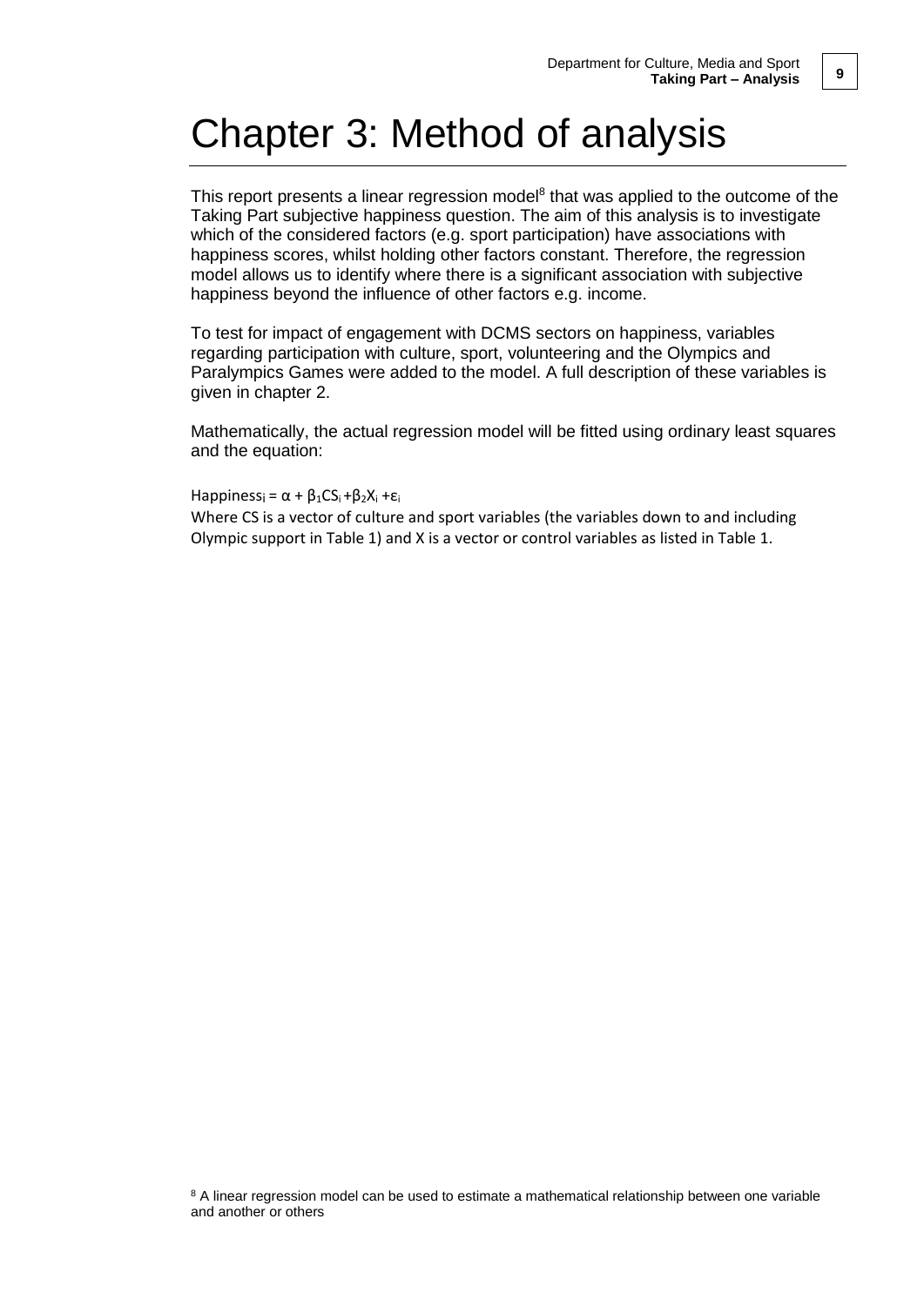# Chapter 3: Method of analysis

This report presents a linear regression model[8] that was applied to the outcome of the Taking Part subjective happiness question. The aim of this analysis is to investigate which of the considered factors (e.g. sport participation) have associations with happiness scores, whilst holding other factors constant. Therefore, the regression model allows us to identify where there is a significant association with subjective happiness beyond the influence of other factors e.g. income.

To test for impact of engagement with DCMS sectors on happiness, variables regarding participation with culture, sport, volunteering and the Olympics and Paralympics Games were added to the model. A full description of these variables is given in chapter 2.

Mathematically, the actual regression model will be fitted using ordinary least squares and the equation:

$$Happiness_i = \alpha + \beta_1 CS_i + \beta_2 X_i + \varepsilon_i$$

Where CS is a vector of culture and sport variables (the variables down to and including Olympic support in Table 1) and X is a vector or control variables as listed in Table 1.

[8] A linear regression model can be used to estimate a mathematical relationship between one variable and another or others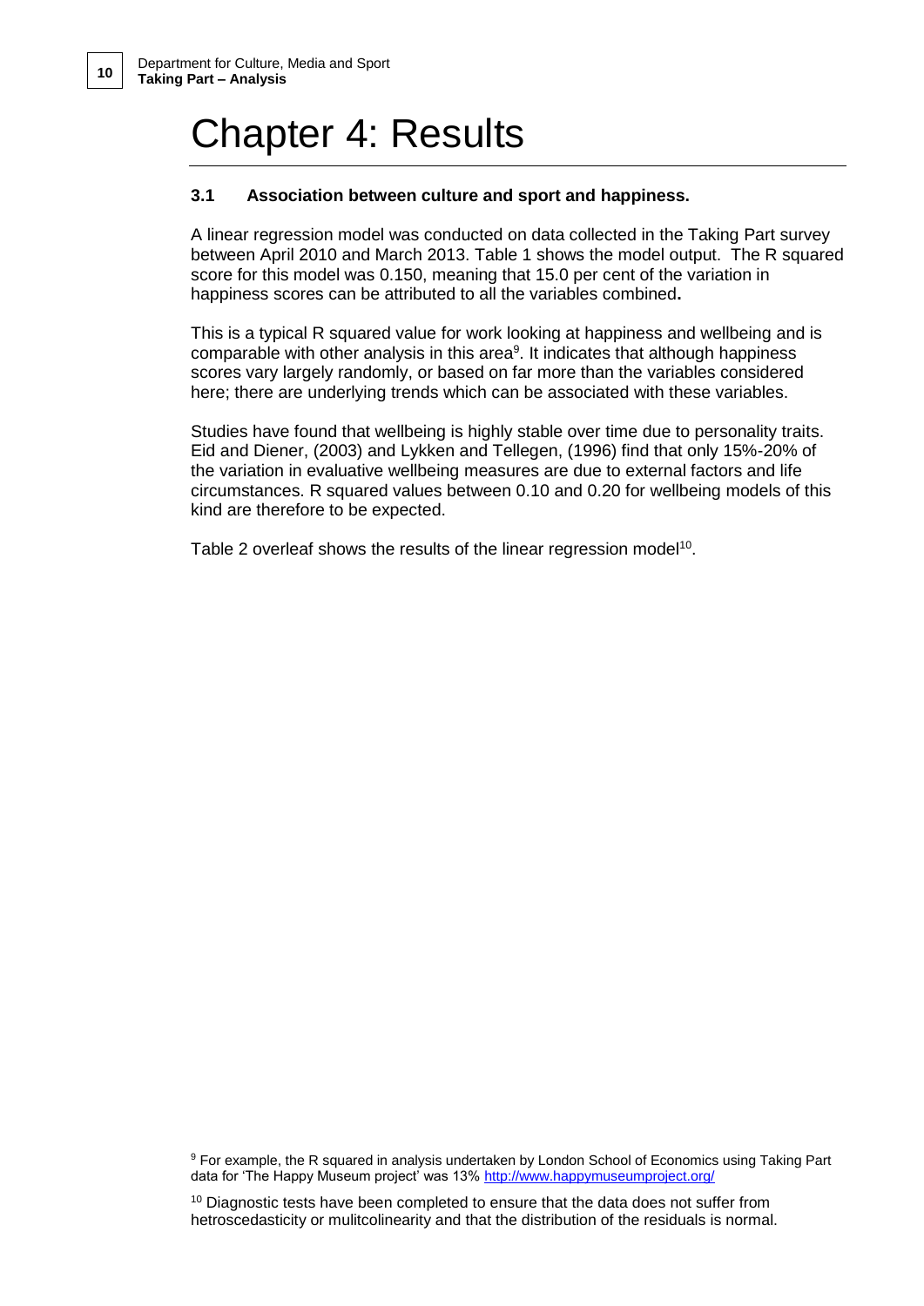# Chapter 4: Results

### 3.1 Association between culture and sport and happiness.

A linear regression model was conducted on data collected in the Taking Part survey between April 2010 and March 2013. Table 1 shows the model output. The R squared score for this model was 0.150, meaning that 15.0 per cent of the variation in happiness scores can be attributed to all the variables combined**.**

This is a typical R squared value for work looking at happiness and wellbeing and is comparable with other analysis in this area[9]. It indicates that although happiness scores vary largely randomly, or based on far more than the variables considered here; there are underlying trends which can be associated with these variables.

Studies have found that wellbeing is highly stable over time due to personality traits. Eid and Diener, (2003) and Lykken and Tellegen, (1996) find that only 15%-20% of the variation in evaluative wellbeing measures are due to external factors and life circumstances. R squared values between 0.10 and 0.20 for wellbeing models of this kind are therefore to be expected.

Table 2 overleaf shows the results of the linear regression model[10].

[9] For example, the R squared in analysis undertaken by London School of Economics using Taking Part data for 'The Happy Museum project' was 13% http://www.happymuseumproject.org/

[10] Diagnostic tests have been completed to ensure that the data does not suffer from hetroscedasticity or mulitcolinearity and that the distribution of the residuals is normal.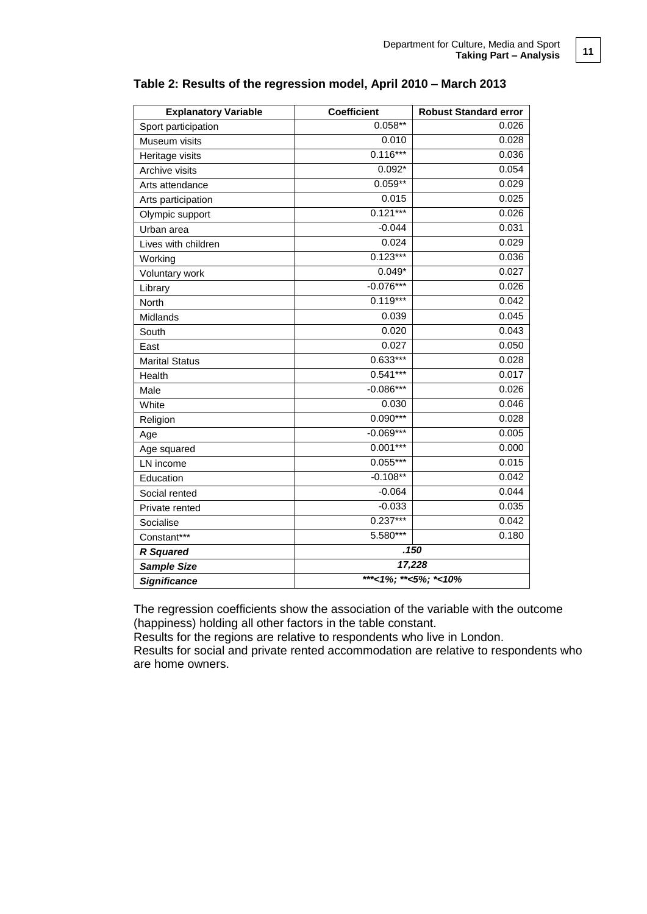**Table 2: Results of the regression model, April 2010 – March 2013**

| Explanatory Variable | Coefficient | Robust Standard error |
|---|---|---|
| Sport participation | 0.058** | 0.026 |
| Museum visits | 0.010 | 0.028 |
| Heritage visits | 0.116*** | 0.036 |
| Archive visits | 0.092* | 0.054 |
| Arts attendance | 0.059** | 0.029 |
| Arts participation | 0.015 | 0.025 |
| Olympic support | 0.121*** | 0.026 |
| Urban area | -0.044 | 0.031 |
| Lives with children | 0.024 | 0.029 |
| Working | 0.123*** | 0.036 |
| Voluntary work | 0.049* | 0.027 |
| Library | -0.076*** | 0.026 |
| North | 0.119*** | 0.042 |
| Midlands | 0.039 | 0.045 |
| South | 0.020 | 0.043 |
| East | 0.027 | 0.050 |
| Marital Status | 0.633*** | 0.028 |
| Health | 0.541*** | 0.017 |
| Male | -0.086*** | 0.026 |
| White | 0.030 | 0.046 |
| Religion | 0.090*** | 0.028 |
| Age | -0.069*** | 0.005 |
| Age squared | 0.001*** | 0.000 |
| LN income | 0.055*** | 0.015 |
| Education | -0.108** | 0.042 |
| Social rented | -0.064 | 0.044 |
| Private rented | -0.033 | 0.035 |
| Socialise | 0.237*** | 0.042 |
| Constant*** | 5.580*** | 0.180 |
| ***R Squared*** | ***.150*** | |
| ***Sample Size*** | ***17,228*** | |
| ***Significance*** | ****<1%; **<5%; *<10%* | |

The regression coefficients show the association of the variable with the outcome (happiness) holding all other factors in the table constant.
Results for the regions are relative to respondents who live in London.
Results for social and private rented accommodation are relative to respondents who are home owners.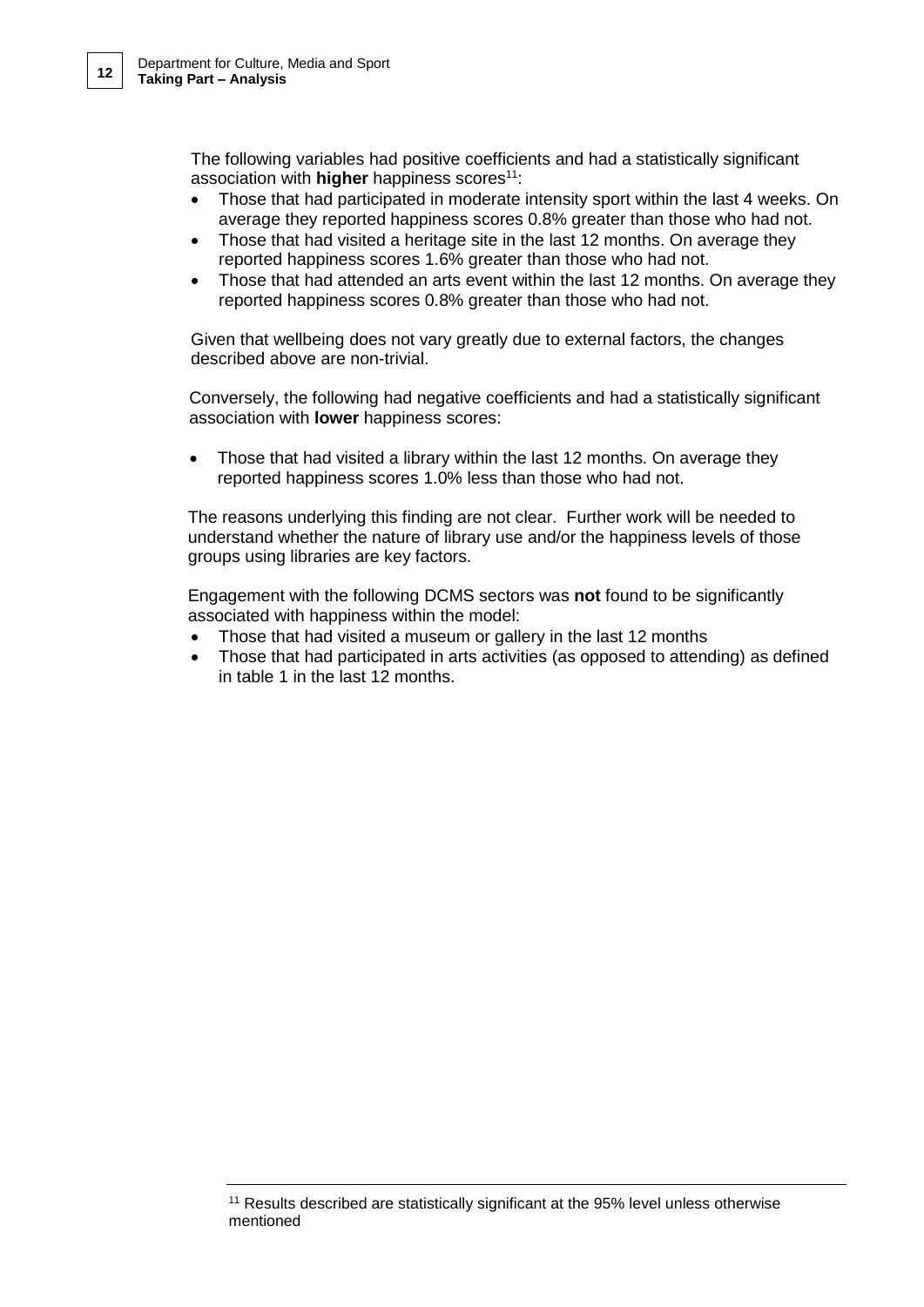The following variables had positive coefficients and had a statistically significant association with **higher** happiness scores[11]:

- Those that had participated in moderate intensity sport within the last 4 weeks. On average they reported happiness scores 0.8% greater than those who had not.
- Those that had visited a heritage site in the last 12 months. On average they reported happiness scores 1.6% greater than those who had not.
- Those that had attended an arts event within the last 12 months. On average they reported happiness scores 0.8% greater than those who had not.

Given that wellbeing does not vary greatly due to external factors, the changes described above are non-trivial.

Conversely, the following had negative coefficients and had a statistically significant association with **lower** happiness scores:

- Those that had visited a library within the last 12 months. On average they reported happiness scores 1.0% less than those who had not.

The reasons underlying this finding are not clear. Further work will be needed to understand whether the nature of library use and/or the happiness levels of those groups using libraries are key factors.

Engagement with the following DCMS sectors was **not** found to be significantly associated with happiness within the model:

- Those that had visited a museum or gallery in the last 12 months
- Those that had participated in arts activities (as opposed to attending) as defined in table 1 in the last 12 months.

[11] Results described are statistically significant at the 95% level unless otherwise mentioned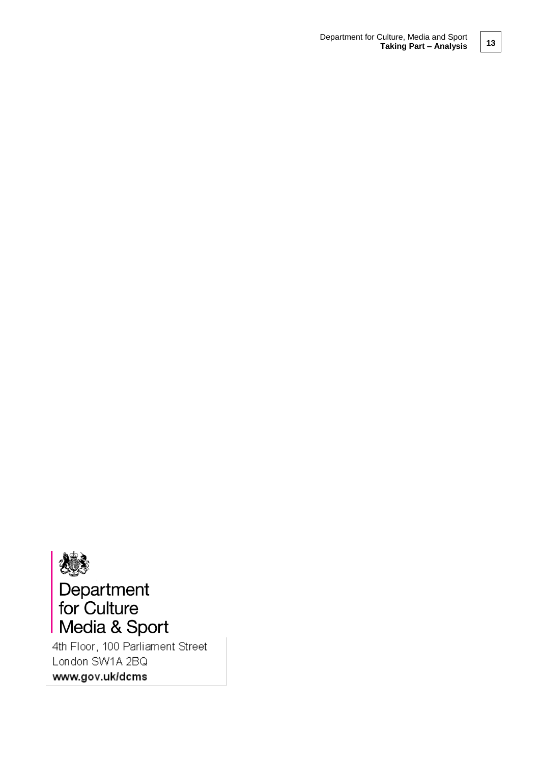Department
for Culture
Media & Sport

4th Floor, 100 Parliament Street
London SW1A 2BQ
**www.gov.uk/dcms**